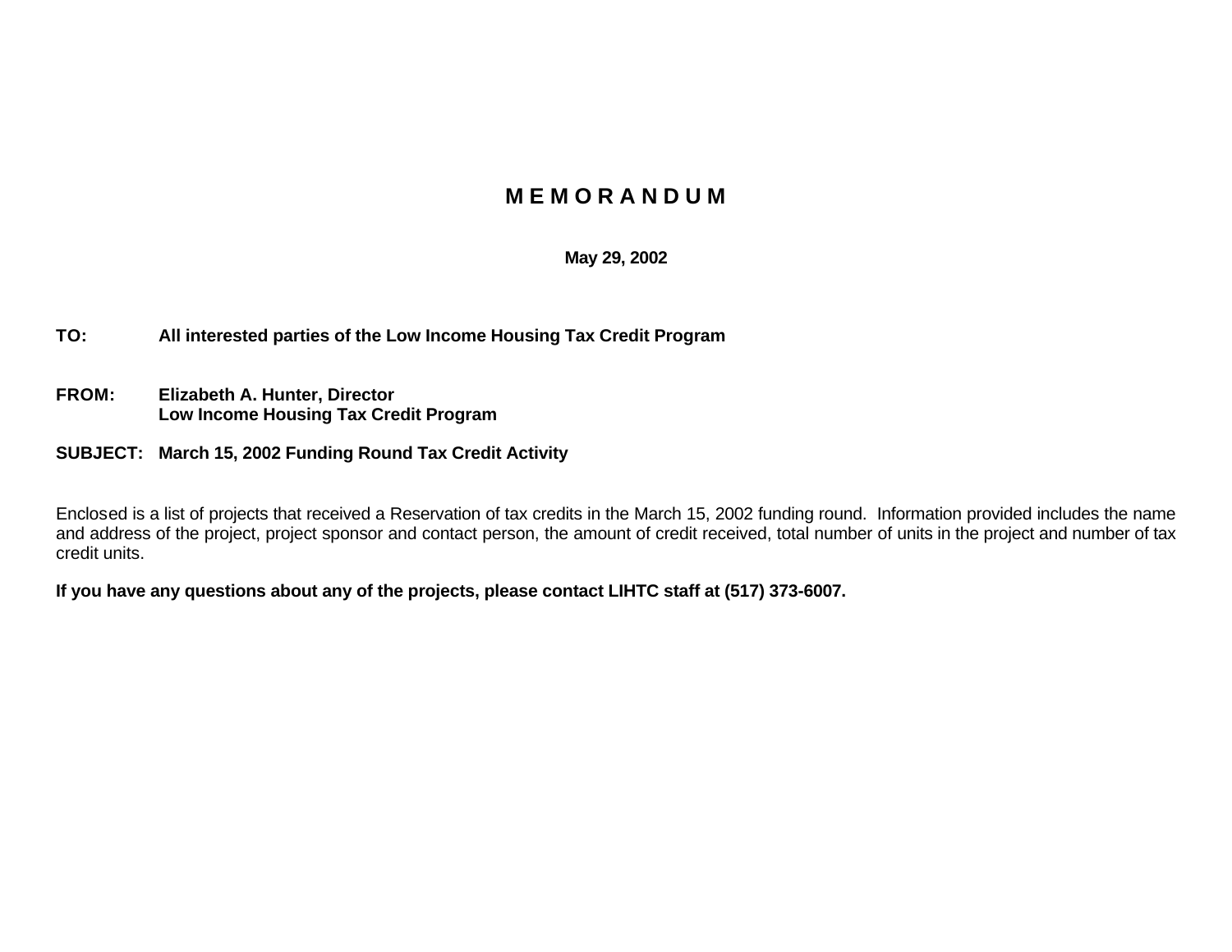# M E M O R A N D U M

**May 29, 2002**

**TO:** **All interested parties of the Low Income Housing Tax Credit Program**

**FROM:** **Elizabeth A. Hunter, Director**
**Low Income Housing Tax Credit Program**

**SUBJECT:** **March 15, 2002 Funding Round Tax Credit Activity**

Enclosed is a list of projects that received a Reservation of tax credits in the March 15, 2002 funding round. Information provided includes the name and address of the project, project sponsor and contact person, the amount of credit received, total number of units in the project and number of tax credit units.

**If you have any questions about any of the projects, please contact LIHTC staff at (517) 373-6007.**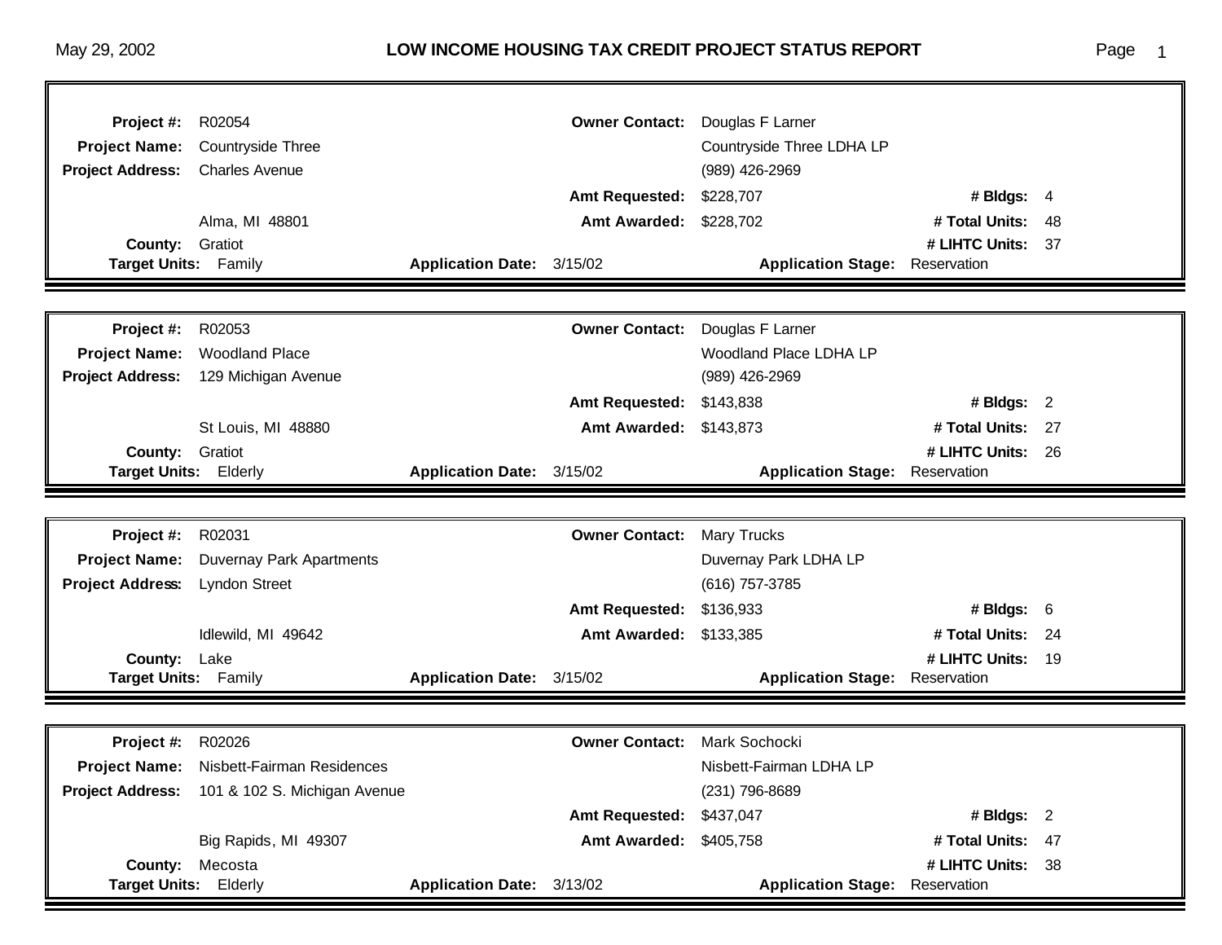# LOW INCOME HOUSING TAX CREDIT PROJECT STATUS REPORT

May 29, 2002

| | | | |
|---|---|---|---|
| **Project #:** | R02054 | **Owner Contact:** | Douglas F Larner |
| **Project Name:** | Countryside Three | | Countryside Three LDHA LP |
| **Project Address:** | Charles Avenue | | (989) 426-2969 |
| | | **Amt Requested:** | $228,707 |
| | Alma, MI 48801 | **Amt Awarded:** | $228,702 |
| **County:** | Gratiot | | |
| **Target Units:** | Family | **Application Date:** | 3/15/02 |
| **# Bldgs:** | 4 | **# Total Units:** | 48 |
| **# LIHTC Units:** | 37 | **Application Stage:** | Reservation |

| | | | |
|---|---|---|---|
| **Project #:** | R02053 | **Owner Contact:** | Douglas F Larner |
| **Project Name:** | Woodland Place | | Woodland Place LDHA LP |
| **Project Address:** | 129 Michigan Avenue | | (989) 426-2969 |
| | | **Amt Requested:** | $143,838 |
| | St Louis, MI 48880 | **Amt Awarded:** | $143,873 |
| **County:** | Gratiot | | |
| **Target Units:** | Elderly | **Application Date:** | 3/15/02 |
| **# Bldgs:** | 2 | **# Total Units:** | 27 |
| **# LIHTC Units:** | 26 | **Application Stage:** | Reservation |

| | | | |
|---|---|---|---|
| **Project #:** | R02031 | **Owner Contact:** | Mary Trucks |
| **Project Name:** | Duvernay Park Apartments | | Duvernay Park LDHA LP |
| **Project Address:** | Lyndon Street | | (616) 757-3785 |
| | | **Amt Requested:** | $136,933 |
| | Idlewild, MI 49642 | **Amt Awarded:** | $133,385 |
| **County:** | Lake | | |
| **Target Units:** | Family | **Application Date:** | 3/15/02 |
| **# Bldgs:** | 6 | **# Total Units:** | 24 |
| **# LIHTC Units:** | 19 | **Application Stage:** | Reservation |

| | | | |
|---|---|---|---|
| **Project #:** | R02026 | **Owner Contact:** | Mark Sochocki |
| **Project Name:** | Nisbett-Fairman Residences | | Nisbett-Fairman LDHA LP |
| **Project Address:** | 101 & 102 S. Michigan Avenue | | (231) 796-8689 |
| | | **Amt Requested:** | $437,047 |
| | Big Rapids, MI 49307 | **Amt Awarded:** | $405,758 |
| **County:** | Mecosta | | |
| **Target Units:** | Elderly | **Application Date:** | 3/13/02 |
| **# Bldgs:** | 2 | **# Total Units:** | 47 |
| **# LIHTC Units:** | 38 | **Application Stage:** | Reservation |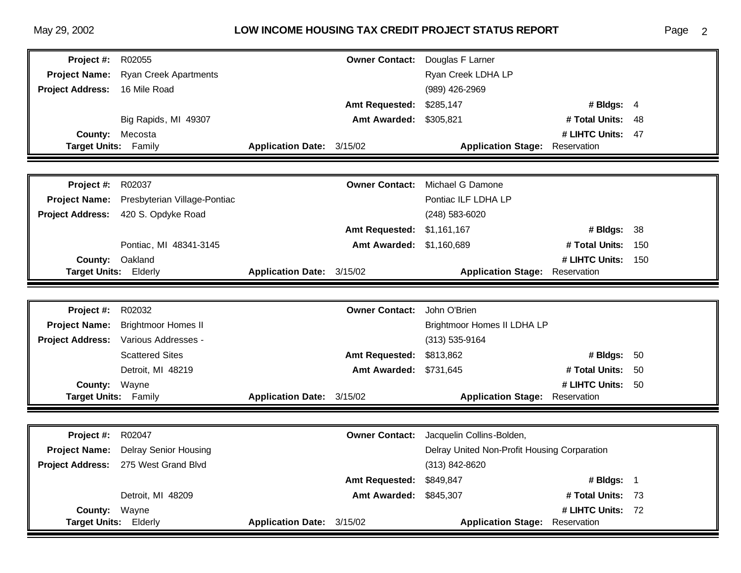| | | | |
|---|---|---|---|
| **Project #:** R02055 | **Owner Contact:** Douglas F Larner | | |
| **Project Name:** Ryan Creek Apartments | Ryan Creek LDHA LP | | |
| **Project Address:** 16 Mile Road | (989) 426-2969 | | |
| | **Amt Requested:** $285,147 | **# Bldgs:** 4 | |
| Big Rapids, MI 49307 | **Amt Awarded:** $305,821 | **# Total Units:** 48 | |
| **County:** Mecosta | | **# LIHTC Units:** 47 | |
| **Target Units:** Family | **Application Date:** 3/15/02 | **Application Stage:** Reservation | |

| | | | |
|---|---|---|---|
| **Project #:** R02037 | **Owner Contact:** Michael G Damone | | |
| **Project Name:** Presbyterian Village-Pontiac | Pontiac ILF LDHA LP | | |
| **Project Address:** 420 S. Opdyke Road | (248) 583-6020 | | |
| | **Amt Requested:** $1,161,167 | **# Bldgs:** 38 | |
| Pontiac, MI 48341-3145 | **Amt Awarded:** $1,160,689 | **# Total Units:** 150 | |
| **County:** Oakland | | **# LIHTC Units:** 150 | |
| **Target Units:** Elderly | **Application Date:** 3/15/02 | **Application Stage:** Reservation | |

| | | | |
|---|---|---|---|
| **Project #:** R02032 | **Owner Contact:** John O'Brien | | |
| **Project Name:** Brightmoor Homes II | Brightmoor Homes II LDHA LP | | |
| **Project Address:** Various Addresses - | (313) 535-9164 | | |
| Scattered Sites | **Amt Requested:** $813,862 | **# Bldgs:** 50 | |
| Detroit, MI 48219 | **Amt Awarded:** $731,645 | **# Total Units:** 50 | |
| **County:** Wayne | | **# LIHTC Units:** 50 | |
| **Target Units:** Family | **Application Date:** 3/15/02 | **Application Stage:** Reservation | |

| | | | |
|---|---|---|---|
| **Project #:** R02047 | **Owner Contact:** Jacquelin Collins-Bolden, | | |
| **Project Name:** Delray Senior Housing | Delray United Non-Profit Housing Corparation | | |
| **Project Address:** 275 West Grand Blvd | (313) 842-8620 | | |
| | **Amt Requested:** $849,847 | **# Bldgs:** 1 | |
| Detroit, MI 48209 | **Amt Awarded:** $845,307 | **# Total Units:** 73 | |
| **County:** Wayne | | **# LIHTC Units:** 72 | |
| **Target Units:** Elderly | **Application Date:** 3/15/02 | **Application Stage:** Reservation | |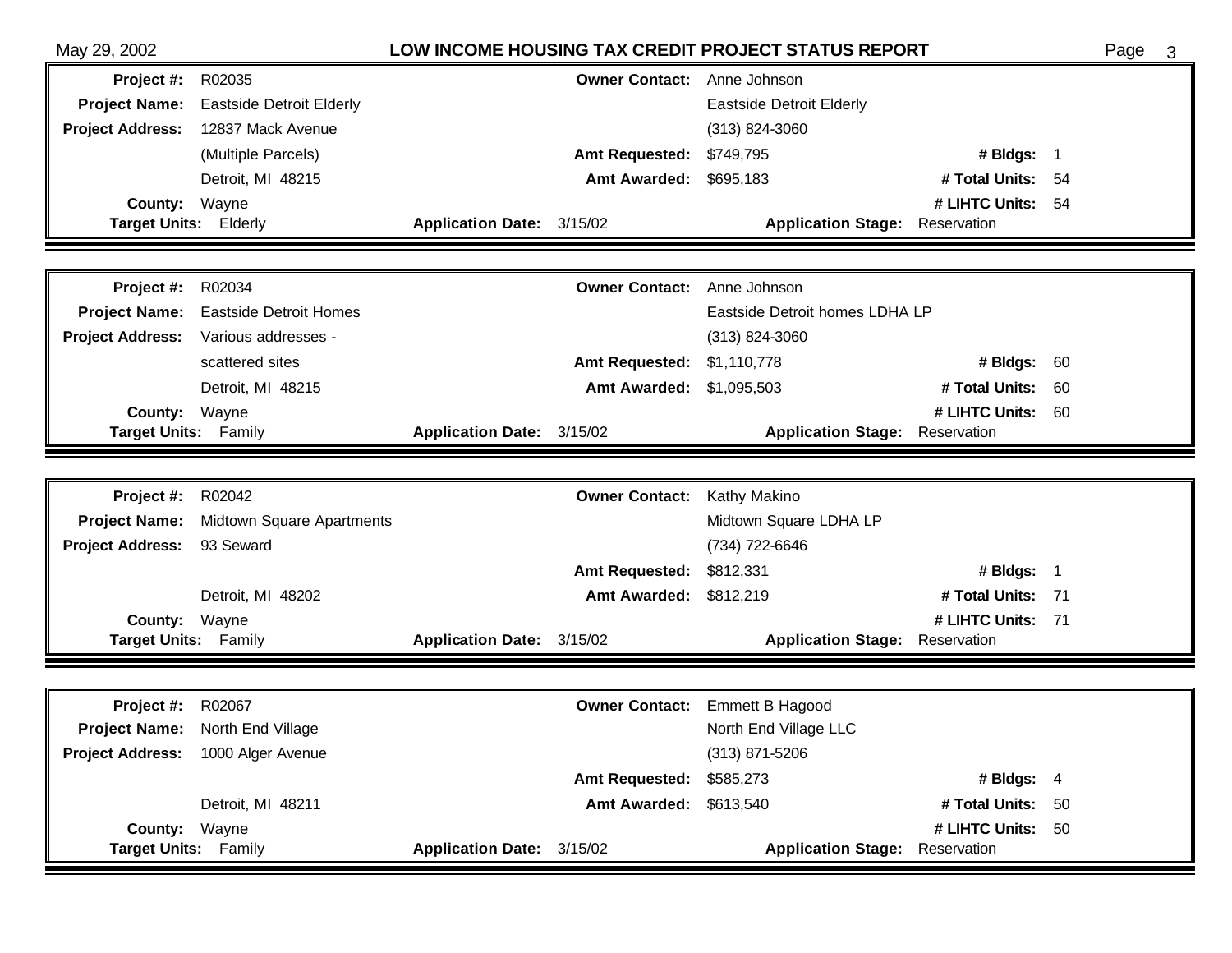| | | | |
|---|---|---|---|
| **Project #:** R02035 | **Owner Contact:** Anne Johnson | | |
| **Project Name:** Eastside Detroit Elderly | Eastside Detroit Elderly | | |
| **Project Address:** 12837 Mack Avenue | (313) 824-3060 | | |
| (Multiple Parcels) | **Amt Requested:** $749,795 | **# Bldgs:** 1 | |
| Detroit, MI 48215 | **Amt Awarded:** $695,183 | **# Total Units:** 54 | |
| **County:** Wayne | | **# LIHTC Units:** 54 | |
| **Target Units:** Elderly | **Application Date:** 3/15/02 | **Application Stage:** Reservation | |

| | | | |
|---|---|---|---|
| **Project #:** R02034 | **Owner Contact:** Anne Johnson | | |
| **Project Name:** Eastside Detroit Homes | Eastside Detroit homes LDHA LP | | |
| **Project Address:** Various addresses - | (313) 824-3060 | | |
| scattered sites | **Amt Requested:** $1,110,778 | **# Bldgs:** 60 | |
| Detroit, MI 48215 | **Amt Awarded:** $1,095,503 | **# Total Units:** 60 | |
| **County:** Wayne | | **# LIHTC Units:** 60 | |
| **Target Units:** Family | **Application Date:** 3/15/02 | **Application Stage:** Reservation | |

| | | | |
|---|---|---|---|
| **Project #:** R02042 | **Owner Contact:** Kathy Makino | | |
| **Project Name:** Midtown Square Apartments | Midtown Square LDHA LP | | |
| **Project Address:** 93 Seward | (734) 722-6646 | | |
| | **Amt Requested:** $812,331 | **# Bldgs:** 1 | |
| Detroit, MI 48202 | **Amt Awarded:** $812,219 | **# Total Units:** 71 | |
| **County:** Wayne | | **# LIHTC Units:** 71 | |
| **Target Units:** Family | **Application Date:** 3/15/02 | **Application Stage:** Reservation | |

| | | | |
|---|---|---|---|
| **Project #:** R02067 | **Owner Contact:** Emmett B Hagood | | |
| **Project Name:** North End Village | North End Village LLC | | |
| **Project Address:** 1000 Alger Avenue | (313) 871-5206 | | |
| | **Amt Requested:** $585,273 | **# Bldgs:** 4 | |
| Detroit, MI 48211 | **Amt Awarded:** $613,540 | **# Total Units:** 50 | |
| **County:** Wayne | | **# LIHTC Units:** 50 | |
| **Target Units:** Family | **Application Date:** 3/15/02 | **Application Stage:** Reservation | |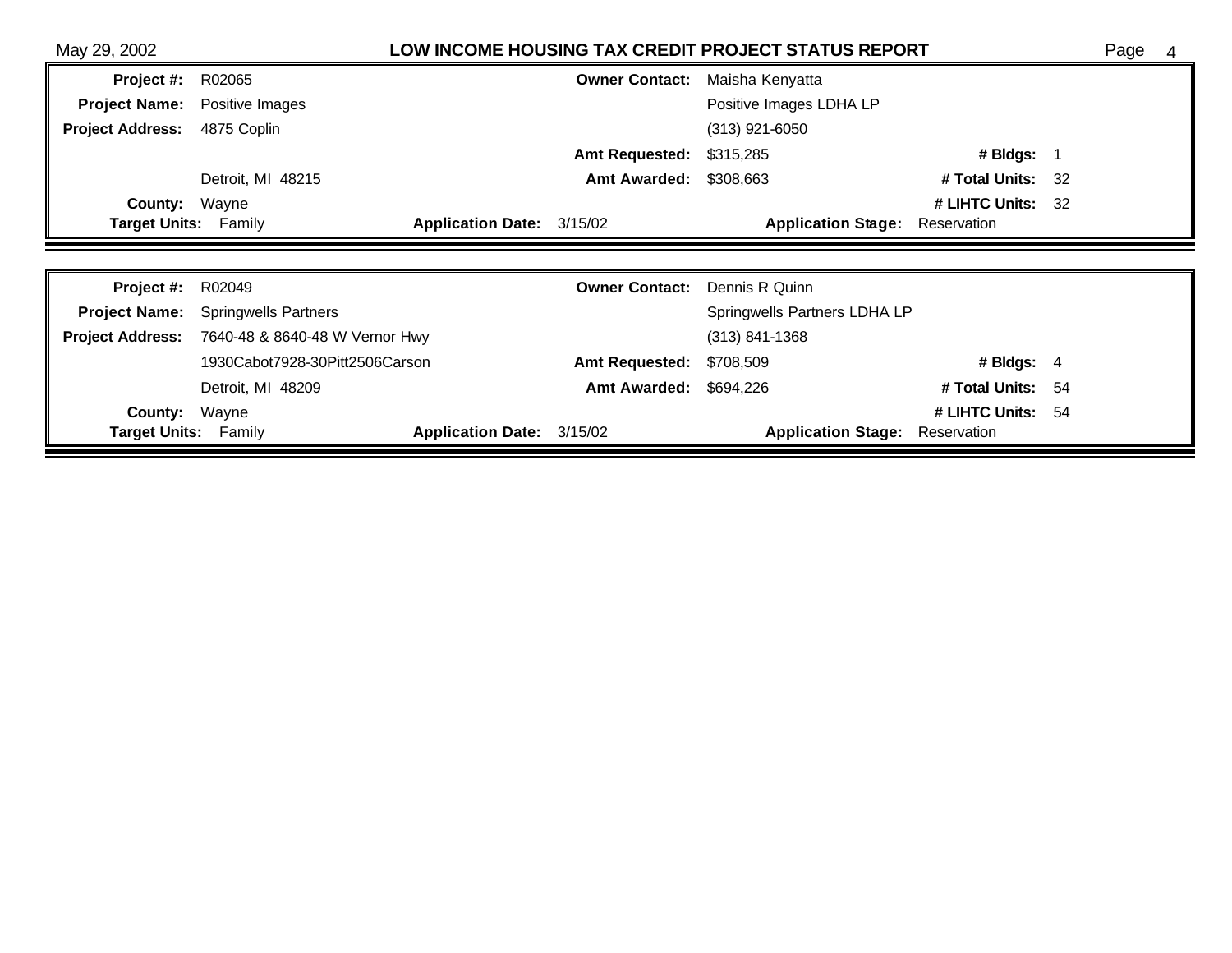| | | | | | |
|---|---|---|---|---|---|
| **Project #:** | R02065 | **Owner Contact:** | Maisha Kenyatta | | |
| **Project Name:** | Positive Images | | Positive Images LDHA LP | | |
| **Project Address:** | 4875 Coplin | | (313) 921-6050 | | |
| | | **Amt Requested:** | $315,285 | **# Bldgs:** | 1 |
| | Detroit, MI 48215 | **Amt Awarded:** | $308,663 | **# Total Units:** | 32 |
| **County:** | Wayne | | | **# LIHTC Units:** | 32 |
| **Target Units:** | Family | **Application Date:** | 3/15/02 | **Application Stage:** | Reservation |

| | | | | | |
|---|---|---|---|---|---|
| **Project #:** | R02049 | **Owner Contact:** | Dennis R Quinn | | |
| **Project Name:** | Springwells Partners | | Springwells Partners LDHA LP | | |
| **Project Address:** | 7640-48 & 8640-48 W Vernor Hwy | | (313) 841-1368 | | |
| | 1930Cabot7928-30Pitt2506Carson | **Amt Requested:** | $708,509 | **# Bldgs:** | 4 |
| | Detroit, MI 48209 | **Amt Awarded:** | $694,226 | **# Total Units:** | 54 |
| **County:** | Wayne | | | **# LIHTC Units:** | 54 |
| **Target Units:** | Family | **Application Date:** | 3/15/02 | **Application Stage:** | Reservation |